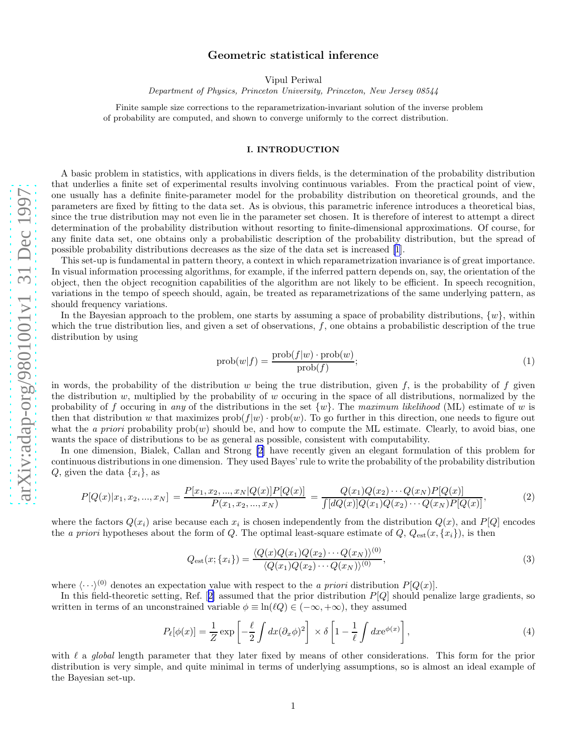# Geometric statistical inference

Vipul Periwal

*Department of Physics, Princeton University, Princeton, New Jersey 08544*

Finite sample size corrections to the reparametrization-invariant solution of the inverse problem of probability are computed, and shown to converge uniformly to the correct distribution.

## I. INTRODUCTION

A basic problem in statistics, with applications in divers fields, is the determination of the probability distribution that underlies a finite set of experimental results involving continuous variables. From the practical point of view, one usually has a definite finite-parameter model for the probability distribution on theoretical grounds, and the parameters are fixed by fitting to the data set. As is obvious, this parametric inference introduces a theoretical bias, since the true distribution may not even lie in the parameter set chosen. It is therefore of interest to attempt a direct determination of the probability distribution without resorting to finite-dimensional approximations. Of course, for any finite data set, one obtains only a probabilistic description of the probability distribution, but the spread of possible probability distributions decreases as the size of the data set is increased [1].

This set-up is fundamental in pattern theory, a context in which reparametrization invariance is of great importance. In visual information processing algorithms, for example, if the inferred pattern depends on, say, the orientation of the object, then the object recognition capabilities of the algorithm are not likely to be efficient. In speech recognition, variations in the tempo of speech should, again, be treated as reparametrizations of the same underlying pattern, as should frequency variations.

In the Bayesian approach to the problem, one starts by assuming a space of probability distributions, $\{w\}$, within which the true distribution lies, and given a set of observations, $f$, one obtains a probabilistic description of the true distribution by using

$$\mathrm{prob}(w|f) = \frac{\mathrm{prob}(f|w) \cdot \mathrm{prob}(w)}{\mathrm{prob}(f)}; \tag{1}$$

in words, the probability of the distribution $w$ being the true distribution, given $f$, is the probability of $f$ given the distribution $w$, multiplied by the probability of $w$ occuring in the space of all distributions, normalized by the probability of $f$ occuring in *any* of the distributions in the set $\{w\}$. The *maximum likelihood* (ML) estimate of $w$ is then that distribution $w$ that maximizes $\mathrm{prob}(f|w) \cdot \mathrm{prob}(w)$. To go further in this direction, one needs to figure out what the *a priori* probability $\mathrm{prob}(w)$ should be, and how to compute the ML estimate. Clearly, to avoid bias, one wants the space of distributions to be as general as possible, consistent with computability.

In one dimension, Bialek, Callan and Strong [2] have recently given an elegant formulation of this problem for continuous distributions in one dimension. They used Bayes' rule to write the probability of the probability distribution $Q$, given the data $\{x_i\}$, as

$$P[Q(x)|x_1, x_2, ..., x_N] = \frac{P[x_1, x_2, ..., x_N|Q(x)]P[Q(x)]}{P(x_1, x_2, ..., x_N)} = \frac{Q(x_1)Q(x_2)\cdots Q(x_N)P[Q(x)]}{\int [dQ(x)]Q(x_1)Q(x_2)\cdots Q(x_N)P[Q(x)]}, \tag{2}$$

where the factors $Q(x_i)$ arise because each $x_i$ is chosen independently from the distribution $Q(x)$, and $P[Q]$ encodes the *a priori* hypotheses about the form of $Q$. The optimal least-square estimate of $Q$, $Q_{\mathrm{est}}(x, \{x_i\})$, is then

$$Q_{\mathrm{est}}(x; \{x_i\}) = \frac{\langle Q(x)Q(x_1)Q(x_2)\cdots Q(x_N)\rangle^{(0)}}{\langle Q(x_1)Q(x_2)\cdots Q(x_N)\rangle^{(0)}}, \tag{3}$$

where $\langle \cdots \rangle^{(0)}$ denotes an expectation value with respect to the *a priori* distribution $P[Q(x)]$.

In this field-theoretic setting, Ref. [2] assumed that the prior distribution $P[Q]$ should penalize large gradients, so written in terms of an unconstrained variable $\phi \equiv \ln(\ell Q) \in (-\infty, +\infty)$, they assumed

$$P_\ell[\phi(x)] = \frac{1}{Z}\exp\left[-\frac{\ell}{2}\int dx (\partial_x \phi)^2\right] \times \delta\left[1 - \frac{1}{\ell}\int dx e^{\phi(x)}\right], \tag{4}$$

with $\ell$ a *global* length parameter that they later fixed by means of other considerations. This form for the prior distribution is very simple, and quite minimal in terms of underlying assumptions, so is almost an ideal example of the Bayesian set-up.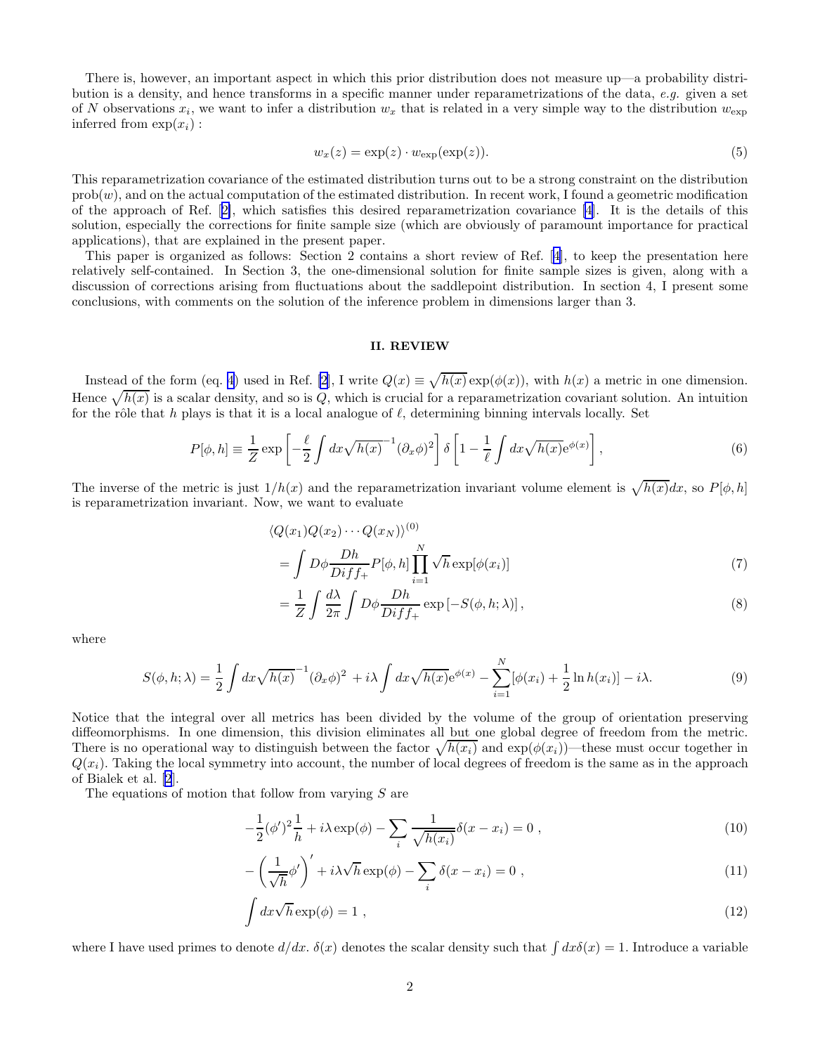There is, however, an important aspect in which this prior distribution does not measure up—a probability distribution is a density, and hence transforms in a specific manner under reparametrizations of the data, *e.g.* given a set of $N$ observations $x_i$, we want to infer a distribution $w_x$ that is related in a very simple way to the distribution $w_{\exp}$ inferred from $\exp(x_i)$ :

$$w_x(z) = \exp(z) \cdot w_{\exp}(\exp(z)). \tag{5}$$

This reparametrization covariance of the estimated distribution turns out to be a strong constraint on the distribution $\mathrm{prob}(w)$, and on the actual computation of the estimated distribution. In recent work, I found a geometric modification of the approach of Ref. [2], which satisfies this desired reparametrization covariance [4]. It is the details of this solution, especially the corrections for finite sample size (which are obviously of paramount importance for practical applications), that are explained in the present paper.

This paper is organized as follows: Section 2 contains a short review of Ref. [4], to keep the presentation here relatively self-contained. In Section 3, the one-dimensional solution for finite sample sizes is given, along with a discussion of corrections arising from fluctuations about the saddlepoint distribution. In section 4, I present some conclusions, with comments on the solution of the inference problem in dimensions larger than 3.

## II. REVIEW

Instead of the form (eq. 4) used in Ref. [2], I write $Q(x) \equiv \sqrt{h(x)}\exp(\phi(x))$, with $h(x)$ a metric in one dimension. Hence $\sqrt{h(x)}$ is a scalar density, and so is $Q$, which is crucial for a reparametrization covariant solution. An intuition for the rôle that $h$ plays is that it is a local analogue of $\ell$, determining binning intervals locally. Set

$$P[\phi, h] \equiv \frac{1}{Z}\exp\left[-\frac{\ell}{2}\int dx \sqrt{h(x)}^{-1}(\partial_x \phi)^2\right]\delta\left[1 - \frac{1}{\ell}\int dx \sqrt{h(x)}\mathrm{e}^{\phi(x)}\right], \tag{6}$$

The inverse of the metric is just $1/h(x)$ and the reparametrization invariant volume element is $\sqrt{h(x)}dx$, so $P[\phi, h]$ is reparametrization invariant. Now, we want to evaluate

$$\begin{aligned}
&\langle Q(x_1)Q(x_2)\cdots Q(x_N)\rangle^{(0)} \\
&= \int D\phi \frac{Dh}{Diff_+} P[\phi, h]\prod_{i=1}^{N}\sqrt{h}\exp[\phi(x_i)] \qquad (7)\\
&= \frac{1}{Z}\int \frac{d\lambda}{2\pi}\int D\phi \frac{Dh}{Diff_+}\exp\left[-S(\phi, h; \lambda)\right], \qquad (8)
\end{aligned}$$

where

$$S(\phi, h; \lambda) = \frac{1}{2}\int dx \sqrt{h(x)}^{-1}(\partial_x\phi)^2 + i\lambda\int dx\sqrt{h(x)}\mathrm{e}^{\phi(x)} - \sum_{i=1}^{N}[\phi(x_i) + \frac{1}{2}\ln h(x_i)] - i\lambda. \tag{9}$$

Notice that the integral over all metrics has been divided by the volume of the group of orientation preserving diffeomorphisms. In one dimension, this division eliminates all but one global degree of freedom from the metric. There is no operational way to distinguish between the factor $\sqrt{h(x_i)}$ and $\exp(\phi(x_i))$—these must occur together in $Q(x_i)$. Taking the local symmetry into account, the number of local degrees of freedom is the same as in the approach of Bialek et al. [2].

The equations of motion that follow from varying $S$ are

$$-\frac{1}{2}(\phi')^2\frac{1}{h} + i\lambda\exp(\phi) - \sum_i \frac{1}{\sqrt{h(x_i)}}\delta(x - x_i) = 0\ , \tag{10}$$

$$-\left(\frac{1}{\sqrt{h}}\phi'\right)' + i\lambda\sqrt{h}\exp(\phi) - \sum_i \delta(x - x_i) = 0\ , \tag{11}$$

$$\int dx\sqrt{h}\exp(\phi) = 1\ , \tag{12}$$

where I have used primes to denote $d/dx$. $\delta(x)$ denotes the scalar density such that $\int dx\delta(x) = 1$. Introduce a variable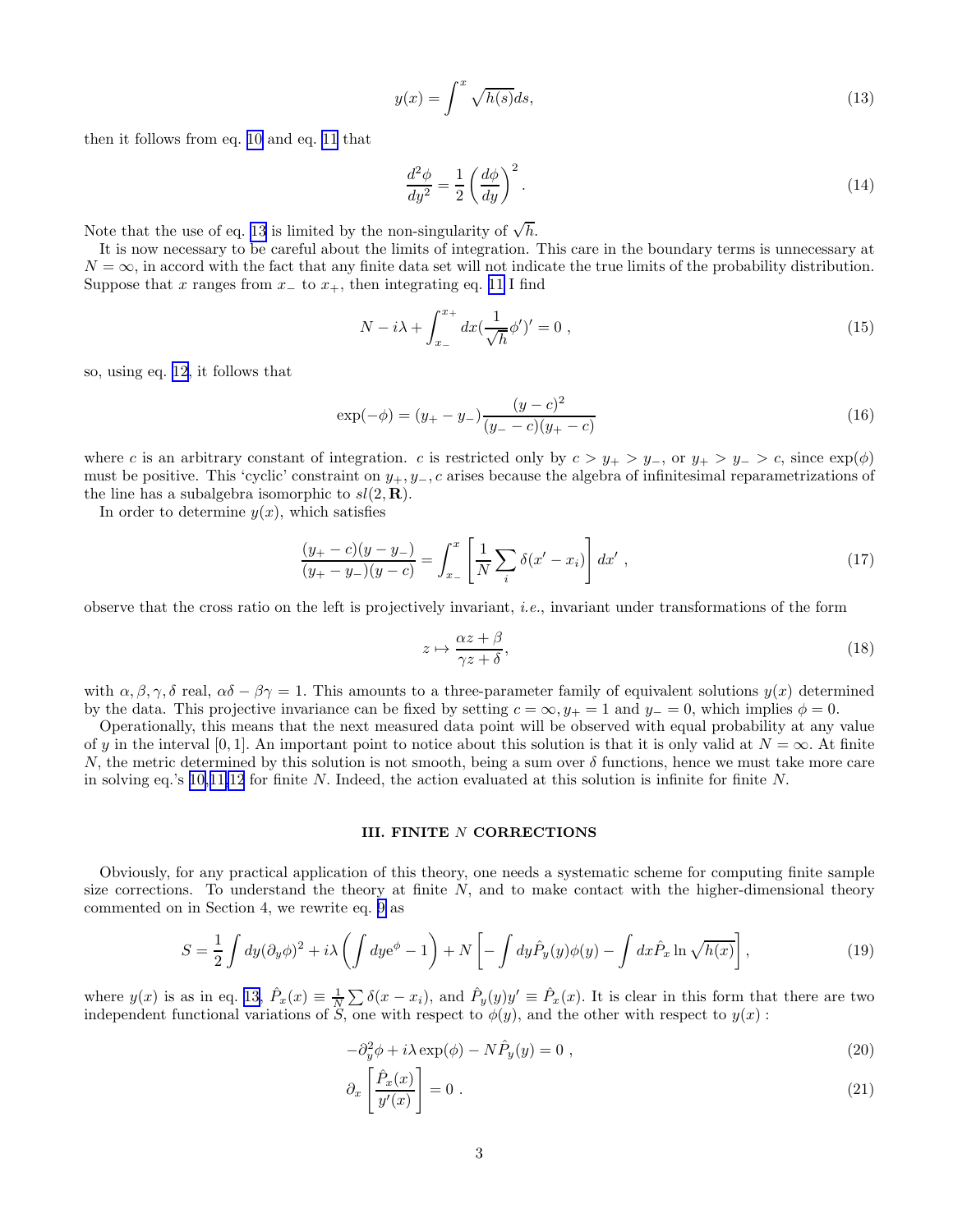$$y(x) = \int^x \sqrt{h(s)} ds, \tag{13}$$

then it follows from eq. 10 and eq. 11 that

$$\frac{d^2\phi}{dy^2} = \frac{1}{2}\left(\frac{d\phi}{dy}\right)^2. \tag{14}$$

Note that the use of eq. 13 is limited by the non-singularity of $\sqrt{h}$.

It is now necessary to be careful about the limits of integration. This care in the boundary terms is unnecessary at $N = \infty$, in accord with the fact that any finite data set will not indicate the true limits of the probability distribution. Suppose that $x$ ranges from $x_-$ to $x_+$, then integrating eq. 11 I find

$$N - i\lambda + \int_{x_-}^{x_+} dx (\frac{1}{\sqrt{h}}\phi')' = 0 \ , \tag{15}$$

so, using eq. 12, it follows that

$$\exp(-\phi) = (y_+ - y_-)\frac{(y-c)^2}{(y_- - c)(y_+ - c)} \tag{16}$$

where $c$ is an arbitrary constant of integration. $c$ is restricted only by $c > y_+ > y_-$, or $y_+ > y_- > c$, since $\exp(\phi)$ must be positive. This 'cyclic' constraint on $y_+, y_-, c$ arises because the algebra of infinitesimal reparametrizations of the line has a subalgebra isomorphic to $sl(2, \mathbf{R})$.

In order to determine $y(x)$, which satisfies

$$\frac{(y_+ - c)(y - y_-)}{(y_+ - y_-)(y - c)} = \int_{x_-}^{x} \left[\frac{1}{N}\sum_i \delta(x' - x_i)\right] dx' \ , \tag{17}$$

observe that the cross ratio on the left is projectively invariant, *i.e.*, invariant under transformations of the form

$$z \mapsto \frac{\alpha z + \beta}{\gamma z + \delta}, \tag{18}$$

with $\alpha, \beta, \gamma, \delta$ real, $\alpha\delta - \beta\gamma = 1$. This amounts to a three-parameter family of equivalent solutions $y(x)$ determined by the data. This projective invariance can be fixed by setting $c = \infty, y_+ = 1$ and $y_- = 0$, which implies $\phi = 0$.

Operationally, this means that the next measured data point will be observed with equal probability at any value of $y$ in the interval $[0, 1]$. An important point to notice about this solution is that it is only valid at $N = \infty$. At finite $N$, the metric determined by this solution is not smooth, being a sum over $\delta$ functions, hence we must take more care in solving eq.'s 10,11,12 for finite $N$. Indeed, the action evaluated at this solution is infinite for finite $N$.

## III. FINITE $N$ CORRECTIONS

Obviously, for any practical application of this theory, one needs a systematic scheme for computing finite sample size corrections. To understand the theory at finite $N$, and to make contact with the higher-dimensional theory commented on in Section 4, we rewrite eq. 9 as

$$S = \frac{1}{2}\int dy (\partial_y \phi)^2 + i\lambda\left(\int dy e^{\phi} - 1\right) + N\left[-\int dy \hat{P}_y(y)\phi(y) - \int dx \hat{P}_x \ln\sqrt{h(x)}\right], \tag{19}$$

where $y(x)$ is as in eq. 13, $\hat{P}_x(x) \equiv \frac{1}{N}\sum \delta(x - x_i)$, and $\hat{P}_y(y)y' \equiv \hat{P}_x(x)$. It is clear in this form that there are two independent functional variations of $S$, one with respect to $\phi(y)$, and the other with respect to $y(x)$ :

$$-\partial_y^2\phi + i\lambda\exp(\phi) - N\hat{P}_y(y) = 0 \ , \tag{20}$$

$$\partial_x\left[\frac{\hat{P}_x(x)}{y'(x)}\right] = 0 \ . \tag{21}$$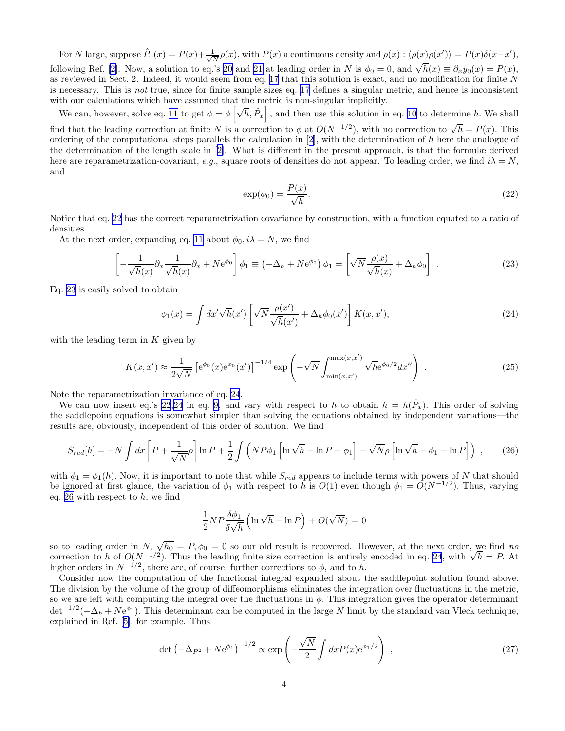For $N$ large, suppose $\hat{P}_x(x) = P(x) + \frac{1}{\sqrt{N}}\rho(x)$, with $P(x)$ a continuous density and $\rho(x) : \langle \rho(x)\rho(x')\rangle = P(x)\delta(x-x')$, following Ref. [2]. Now, a solution to eq.'s 20 and 21 at leading order in $N$ is $\phi_0 = 0$, and $\sqrt{h}(x) \equiv \partial_x y_0(x) = P(x)$, as reviewed in Sect. 2. Indeed, it would seem from eq. 17 that this solution is exact, and no modification for finite $N$ is necessary. This is *not* true, since for finite sample sizes eq. 17 defines a singular metric, and hence is inconsistent with our calculations which have assumed that the metric is non-singular implicitly.

We can, however, solve eq. 11 to get $\phi = \phi\left[\sqrt{h}, \hat{P}_x\right]$, and then use this solution in eq. 10 to determine $h$. We shall find that the leading correction at finite $N$ is a correction to $\phi$ at $O(N^{-1/2})$, with no correction to $\sqrt{h} = P(x)$. This ordering of the computational steps parallels the calculation in [2], with the determination of $h$ here the analogue of the determination of the length scale in [2]. What is different in the present approach, is that the formulæ derived here are reparametrization-covariant, *e.g.*, square roots of densities do not appear. To leading order, we find $i\lambda = N$, and

$$\exp(\phi_0) = \frac{P(x)}{\sqrt{h}}. \tag{22}$$

Notice that eq. 22 has the correct reparametrization covariance by construction, with a function equated to a ratio of densities.

At the next order, expanding eq. 11 about $\phi_0, i\lambda = N$, we find

$$\left[-\frac{1}{\sqrt{h}(x)}\partial_x \frac{1}{\sqrt{h}(x)}\partial_x + N\mathrm{e}^{\phi_0}\right]\phi_1 \equiv \left(-\Delta_h + N\mathrm{e}^{\phi_0}\right)\phi_1 = \left[\sqrt{N}\frac{\rho(x)}{\sqrt{h}(x)} + \Delta_h\phi_0\right] . \tag{23}$$

Eq. 23 is easily solved to obtain

$$\phi_1(x) = \int dx' \sqrt{h}(x') \left[\sqrt{N}\frac{\rho(x')}{\sqrt{h}(x')} + \Delta_h\phi_0(x')\right] K(x,x'), \tag{24}$$

with the leading term in $K$ given by

$$K(x,x') \approx \frac{1}{2\sqrt{N}}\left[\mathrm{e}^{\phi_0}(x)\mathrm{e}^{\phi_0}(x')\right]^{-1/4} \exp\left(-\sqrt{N}\int_{\min(x,x')}^{\max(x,x')} \sqrt{h}\mathrm{e}^{\phi_0/2}dx''\right) . \tag{25}$$

Note the reparametrization invariance of eq. 24.

We can now insert eq.'s 22,24 in eq. 9, and vary with respect to $h$ to obtain $h = h(\hat{P}_x)$. This order of solving the saddlepoint equations is somewhat simpler than solving the equations obtained by independent variations—the results are, obviously, independent of this order of solution. We find

$$S_{red}[h] = -N\int dx\left[P + \frac{1}{\sqrt{N}}\rho\right]\ln P + \frac{1}{2}\int\left(NP\phi_1\left[\ln\sqrt{h} - \ln P - \phi_1\right] - \sqrt{N}\rho\left[\ln\sqrt{h} + \phi_1 - \ln P\right]\right) , \tag{26}$$

with $\phi_1 = \phi_1(h)$. Now, it is important to note that while $S_{red}$ appears to include terms with powers of $N$ that should be ignored at first glance, the variation of $\phi_1$ with respect to $h$ is $O(1)$ even though $\phi_1 = O(N^{-1/2})$. Thus, varying eq. 26 with respect to $h$, we find

$$\frac{1}{2}NP\frac{\delta\phi_1}{\delta\sqrt{h}}\left(\ln\sqrt{h} - \ln P\right) + O(\sqrt{N}) = 0$$

so to leading order in $N$, $\sqrt{h_0} = P, \phi_0 = 0$ so our old result is recovered. However, at the next order, we find *no* correction to $h$ of $O(N^{-1/2})$. Thus the leading finite size correction is entirely encoded in eq. 24, with $\sqrt{h} = P$. At higher orders in $N^{-1/2}$, there are, of course, further corrections to $\phi$, and to $h$.

Consider now the computation of the functional integral expanded about the saddlepoint solution found above. The division by the volume of the group of diffeomorphisms eliminates the integration over fluctuations in the metric, so we are left with computing the integral over the fluctuations in $\phi$. This integration gives the operator determinant $\det^{-1/2}(-\Delta_h + N\mathrm{e}^{\phi_1})$. This determinant can be computed in the large $N$ limit by the standard van Vleck technique, explained in Ref. [5], for example. Thus

$$\det\left(-\Delta_{P^2} + N\mathrm{e}^{\phi_1}\right)^{-1/2} \propto \exp\left(-\frac{\sqrt{N}}{2}\int dx P(x)\mathrm{e}^{\phi_1/2}\right) , \tag{27}$$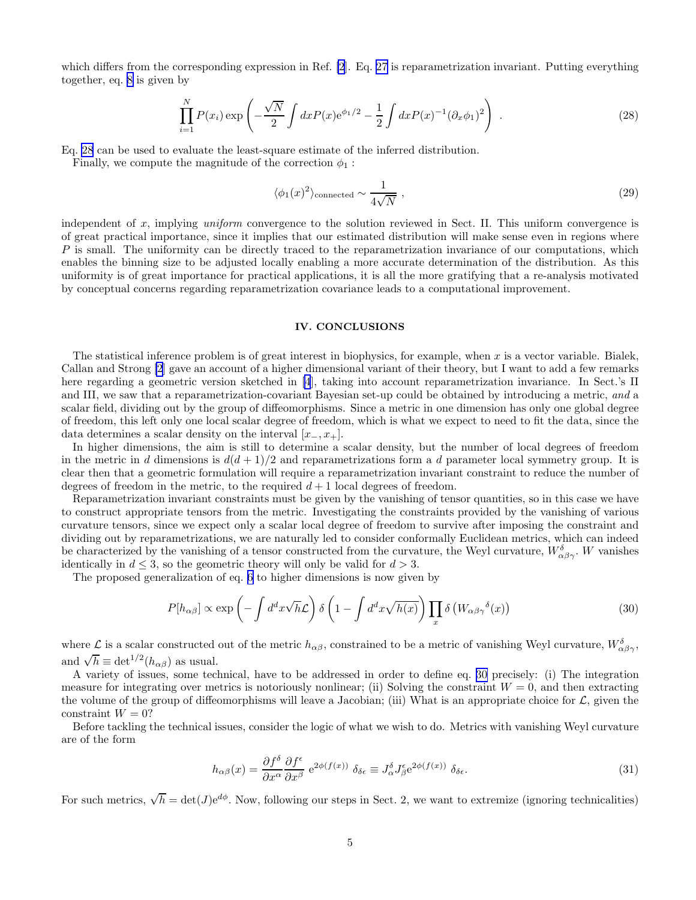which differs from the corresponding expression in Ref. [2]. Eq. 27 is reparametrization invariant. Putting everything together, eq. 8 is given by

$$\prod_{i=1}^{N} P(x_i) \exp\left(-\frac{\sqrt{N}}{2}\int dx P(x) \mathrm{e}^{\phi_1/2} - \frac{1}{2}\int dx P(x)^{-1}(\partial_x \phi_1)^2\right) . \tag{28}$$

Eq. 28 can be used to evaluate the least-square estimate of the inferred distribution.

Finally, we compute the magnitude of the correction $\phi_1$ :

$$\langle \phi_1(x)^2 \rangle_{\text{connected}} \sim \frac{1}{4\sqrt{N}} , \tag{29}$$

independent of $x$, implying *uniform* convergence to the solution reviewed in Sect. II. This uniform convergence is of great practical importance, since it implies that our estimated distribution will make sense even in regions where $P$ is small. The uniformity can be directly traced to the reparametrization invariance of our computations, which enables the binning size to be adjusted locally enabling a more accurate determination of the distribution. As this uniformity is of great importance for practical applications, it is all the more gratifying that a re-analysis motivated by conceptual concerns regarding reparametrization covariance leads to a computational improvement.

## IV. CONCLUSIONS

The statistical inference problem is of great interest in biophysics, for example, when $x$ is a vector variable. Bialek, Callan and Strong [2] gave an account of a higher dimensional variant of their theory, but I want to add a few remarks here regarding a geometric version sketched in [4], taking into account reparametrization invariance. In Sect.'s II and III, we saw that a reparametrization-covariant Bayesian set-up could be obtained by introducing a metric, *and* a scalar field, dividing out by the group of diffeomorphisms. Since a metric in one dimension has only one global degree of freedom, this left only one local scalar degree of freedom, which is what we expect to need to fit the data, since the data determines a scalar density on the interval $[x_-, x_+]$.

In higher dimensions, the aim is still to determine a scalar density, but the number of local degrees of freedom in the metric in $d$ dimensions is $d(d+1)/2$ and reparametrizations form a $d$ parameter local symmetry group. It is clear then that a geometric formulation will require a reparametrization invariant constraint to reduce the number of degrees of freedom in the metric, to the required $d+1$ local degrees of freedom.

Reparametrization invariant constraints must be given by the vanishing of tensor quantities, so in this case we have to construct appropriate tensors from the metric. Investigating the constraints provided by the vanishing of various curvature tensors, since we expect only a scalar local degree of freedom to survive after imposing the constraint and dividing out by reparametrizations, we are naturally led to consider conformally Euclidean metrics, which can indeed be characterized by the vanishing of a tensor constructed from the curvature, the Weyl curvature, $W^{\delta}_{\alpha\beta\gamma}$. $W$ vanishes identically in $d \leq 3$, so the geometric theory will only be valid for $d > 3$.

The proposed generalization of eq. 6 to higher dimensions is now given by

$$P[h_{\alpha\beta}] \propto \exp\left(-\int d^d x \sqrt{h}\mathcal{L}\right) \delta\left(1 - \int d^d x \sqrt{h(x)}\right) \prod_x \delta\left(W_{\alpha\beta\gamma}{}^{\delta}(x)\right) \tag{30}$$

where $\mathcal{L}$ is a scalar constructed out of the metric $h_{\alpha\beta}$, constrained to be a metric of vanishing Weyl curvature, $W^{\delta}_{\alpha\beta\gamma}$, and $\sqrt{h} \equiv \det^{1/2}(h_{\alpha\beta})$ as usual.

A variety of issues, some technical, have to be addressed in order to define eq. 30 precisely: (i) The integration measure for integrating over metrics is notoriously nonlinear; (ii) Solving the constraint $W = 0$, and then extracting the volume of the group of diffeomorphisms will leave a Jacobian; (iii) What is an appropriate choice for $\mathcal{L}$, given the constraint $W = 0$?

Before tackling the technical issues, consider the logic of what we wish to do. Metrics with vanishing Weyl curvature are of the form

$$h_{\alpha\beta}(x) = \frac{\partial f^{\delta}}{\partial x^{\alpha}} \frac{\partial f^{\epsilon}}{\partial x^{\beta}} \, \mathrm{e}^{2\phi(f(x))} \, \delta_{\delta\epsilon} \equiv J^{\delta}_{\alpha} J^{\epsilon}_{\beta} \mathrm{e}^{2\phi(f(x))} \, \delta_{\delta\epsilon}. \tag{31}$$

For such metrics, $\sqrt{h} = \det(J)\mathrm{e}^{d\phi}$. Now, following our steps in Sect. 2, we want to extremize (ignoring technicalities)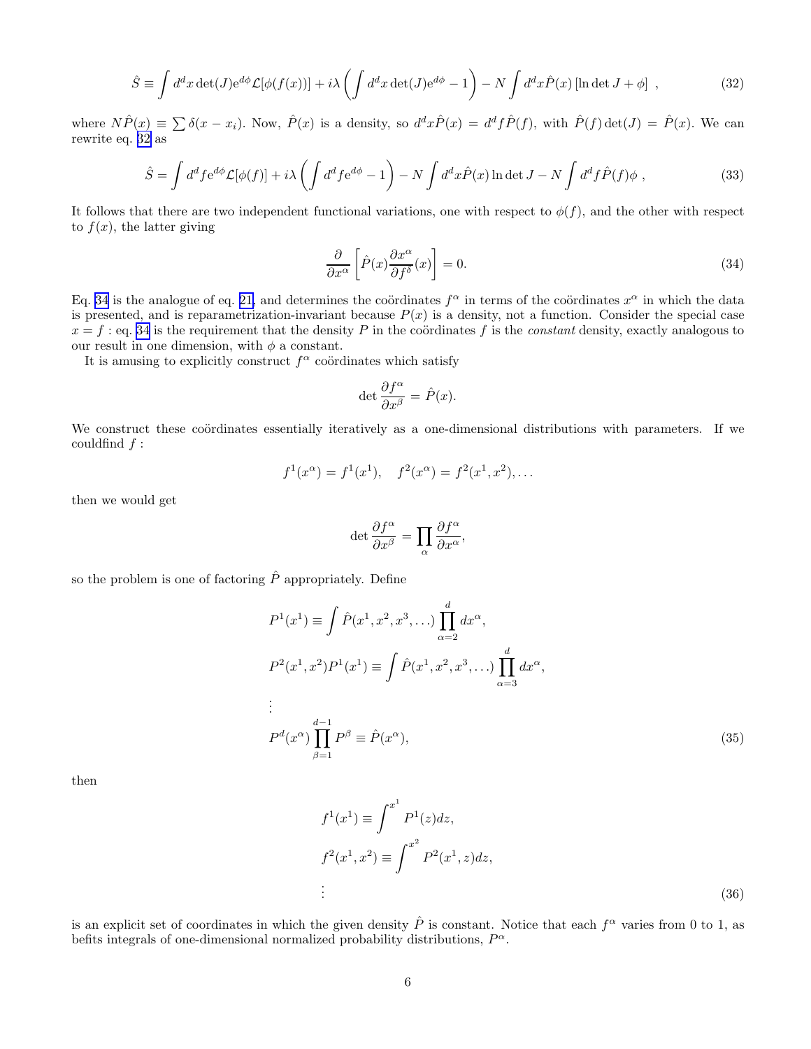$$\hat{S} \equiv \int d^dx \det(J) \mathrm{e}^{d\phi} \mathcal{L}[\phi(f(x))] + i\lambda \left( \int d^dx \det(J) \mathrm{e}^{d\phi} - 1 \right) - N \int d^dx \hat{P}(x) \left[ \ln \det J + \phi \right] \; , \tag{32}$$

where $N\hat{P}(x) \equiv \sum \delta(x - x_i)$. Now, $\hat{P}(x)$ is a density, so $d^dx\hat{P}(x) = d^df\hat{P}(f)$, with $\hat{P}(f)\det(J) = \hat{P}(x)$. We can rewrite eq. 32 as

$$\hat{S} = \int d^df \mathrm{e}^{d\phi} \mathcal{L}[\phi(f)] + i\lambda \left( \int d^df \mathrm{e}^{d\phi} - 1 \right) - N \int d^dx \hat{P}(x) \ln \det J - N \int d^df \hat{P}(f) \phi \; , \tag{33}$$

It follows that there are two independent functional variations, one with respect to $\phi(f)$, and the other with respect to $f(x)$, the latter giving

$$\frac{\partial}{\partial x^\alpha} \left[ \hat{P}(x) \frac{\partial x^\alpha}{\partial f^\delta}(x) \right] = 0. \tag{34}$$

Eq. 34 is the analogue of eq. 21, and determines the coördinates $f^\alpha$ in terms of the coördinates $x^\alpha$ in which the data is presented, and is reparametrization-invariant because $P(x)$ is a density, not a function. Consider the special case $x = f$ : eq. 34 is the requirement that the density $P$ in the coördinates $f$ is the *constant* density, exactly analogous to our result in one dimension, with $\phi$ a constant.

It is amusing to explicitly construct $f^\alpha$ coördinates which satisfy

$$\det \frac{\partial f^\alpha}{\partial x^\beta} = \hat{P}(x).$$

We construct these coördinates essentially iteratively as a one-dimensional distributions with parameters. If we couldfind $f$ :

$$f^1(x^\alpha) = f^1(x^1), \quad f^2(x^\alpha) = f^2(x^1, x^2), \ldots$$

then we would get

$$\det \frac{\partial f^\alpha}{\partial x^\beta} = \prod_\alpha \frac{\partial f^\alpha}{\partial x^\alpha},$$

so the problem is one of factoring $\hat{P}$ appropriately. Define

$$\begin{aligned}
P^1(x^1) &\equiv \int \hat{P}(x^1, x^2, x^3, \ldots) \prod_{\alpha=2}^{d} dx^\alpha, \\
P^2(x^1, x^2) P^1(x^1) &\equiv \int \hat{P}(x^1, x^2, x^3, \ldots) \prod_{\alpha=3}^{d} dx^\alpha, \\
&\vdots \\
P^d(x^\alpha) \prod_{\beta=1}^{d-1} P^\beta &\equiv \hat{P}(x^\alpha),
\end{aligned} \tag{35}$$

then

$$\begin{aligned}
f^1(x^1) &\equiv \int^{x^1} P^1(z) dz, \\
f^2(x^1, x^2) &\equiv \int^{x^2} P^2(x^1, z) dz, \\
&\vdots
\end{aligned} \tag{36}$$

is an explicit set of coordinates in which the given density $\hat{P}$ is constant. Notice that each $f^\alpha$ varies from 0 to 1, as befits integrals of one-dimensional normalized probability distributions, $P^\alpha$.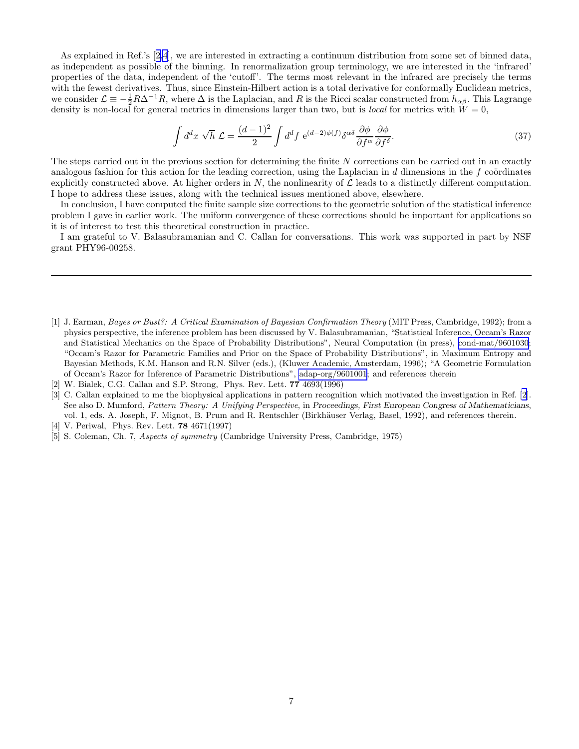As explained in Ref.'s [2,4], we are interested in extracting a continuum distribution from some set of binned data, as independent as possible of the binning. In renormalization group terminology, we are interested in the 'infrared' properties of the data, independent of the 'cutoff'. The terms most relevant in the infrared are precisely the terms with the fewest derivatives. Thus, since Einstein-Hilbert action is a total derivative for conformally Euclidean metrics, we consider $\mathcal{L} \equiv -\frac{1}{2}R\Delta^{-1}R$, where $\Delta$ is the Laplacian, and $R$ is the Ricci scalar constructed from $h_{\alpha\beta}$. This Lagrange density is non-local for general metrics in dimensions larger than two, but is *local* for metrics with $W=0$,

$$\int d^d x \ \sqrt{h} \ \mathcal{L} = \frac{(d-1)^2}{2} \int d^d f \ \mathrm{e}^{(d-2)\phi(f)} \delta^{\alpha\delta} \frac{\partial \phi}{\partial f^\alpha} \frac{\partial \phi}{\partial f^\delta}. \tag{37}$$

The steps carried out in the previous section for determining the finite $N$ corrections can be carried out in an exactly analogous fashion for this action for the leading correction, using the Laplacian in $d$ dimensions in the $f$ coördinates explicitly constructed above. At higher orders in $N$, the nonlinearity of $\mathcal{L}$ leads to a distinctly different computation. I hope to address these issues, along with the technical issues mentioned above, elsewhere.

In conclusion, I have computed the finite sample size corrections to the geometric solution of the statistical inference problem I gave in earlier work. The uniform convergence of these corrections should be important for applications so it is of interest to test this theoretical construction in practice.

I am grateful to V. Balasubramanian and C. Callan for conversations. This work was supported in part by NSF grant PHY96-00258.

---

[1] J. Earman, *Bayes or Bust?: A Critical Examination of Bayesian Confirmation Theory* (MIT Press, Cambridge, 1992); from a physics perspective, the inference problem has been discussed by V. Balasubramanian, "Statistical Inference, Occam's Razor and Statistical Mechanics on the Space of Probability Distributions", Neural Computation (in press), cond-mat/9601030; "Occam's Razor for Parametric Families and Prior on the Space of Probability Distributions", in Maximum Entropy and Bayesian Methods, K.M. Hanson and R.N. Silver (eds.), (Kluwer Academic, Amsterdam, 1996); "A Geometric Formulation of Occam's Razor for Inference of Parametric Distributions", adap-org/9601001; and references therein

[2] W. Bialek, C.G. Callan and S.P. Strong, Phys. Rev. Lett. **77** 4693(1996)

[3] C. Callan explained to me the biophysical applications in pattern recognition which motivated the investigation in Ref. [2], See also D. Mumford, *Pattern Theory: A Unifying Perspective*, in *Proceedings, First European Congress of Mathematicians*, vol. 1, eds. A. Joseph, F. Mignot, B. Prum and R. Rentschler (Birkhäuser Verlag, Basel, 1992), and references therein.

[4] V. Periwal, Phys. Rev. Lett. **78** 4671(1997)

[5] S. Coleman, Ch. 7, *Aspects of symmetry* (Cambridge University Press, Cambridge, 1975)